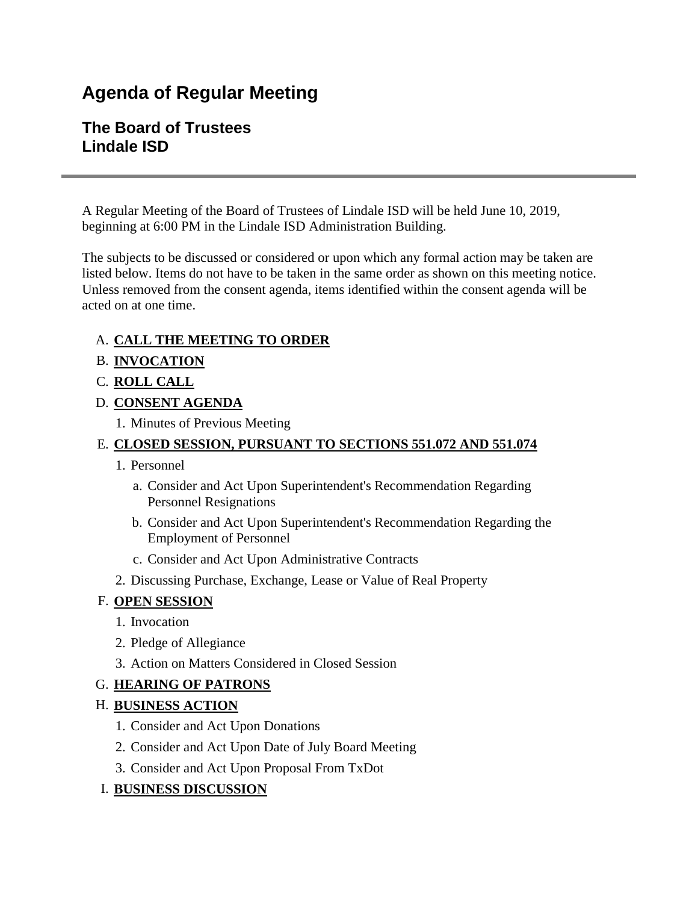# Agenda of Regular Meeting

## The Board of Trustees
## Lindale ISD

---

A Regular Meeting of the Board of Trustees of Lindale ISD will be held June 10, 2019, beginning at 6:00 PM in the Lindale ISD Administration Building.

The subjects to be discussed or considered or upon which any formal action may be taken are listed below. Items do not have to be taken in the same order as shown on this meeting notice. Unless removed from the consent agenda, items identified within the consent agenda will be acted on at one time.

A. **CALL THE MEETING TO ORDER**

B. **INVOCATION**

C. **ROLL CALL**

D. **CONSENT AGENDA**

   1. Minutes of Previous Meeting

E. **CLOSED SESSION, PURSUANT TO SECTIONS 551.072 AND 551.074**

   1. Personnel

      a. Consider and Act Upon Superintendent's Recommendation Regarding Personnel Resignations

      b. Consider and Act Upon Superintendent's Recommendation Regarding the Employment of Personnel

      c. Consider and Act Upon Administrative Contracts

   2. Discussing Purchase, Exchange, Lease or Value of Real Property

F. **OPEN SESSION**

   1. Invocation
   2. Pledge of Allegiance
   3. Action on Matters Considered in Closed Session

G. **HEARING OF PATRONS**

H. **BUSINESS ACTION**

   1. Consider and Act Upon Donations
   2. Consider and Act Upon Date of July Board Meeting
   3. Consider and Act Upon Proposal From TxDot

I. **BUSINESS DISCUSSION**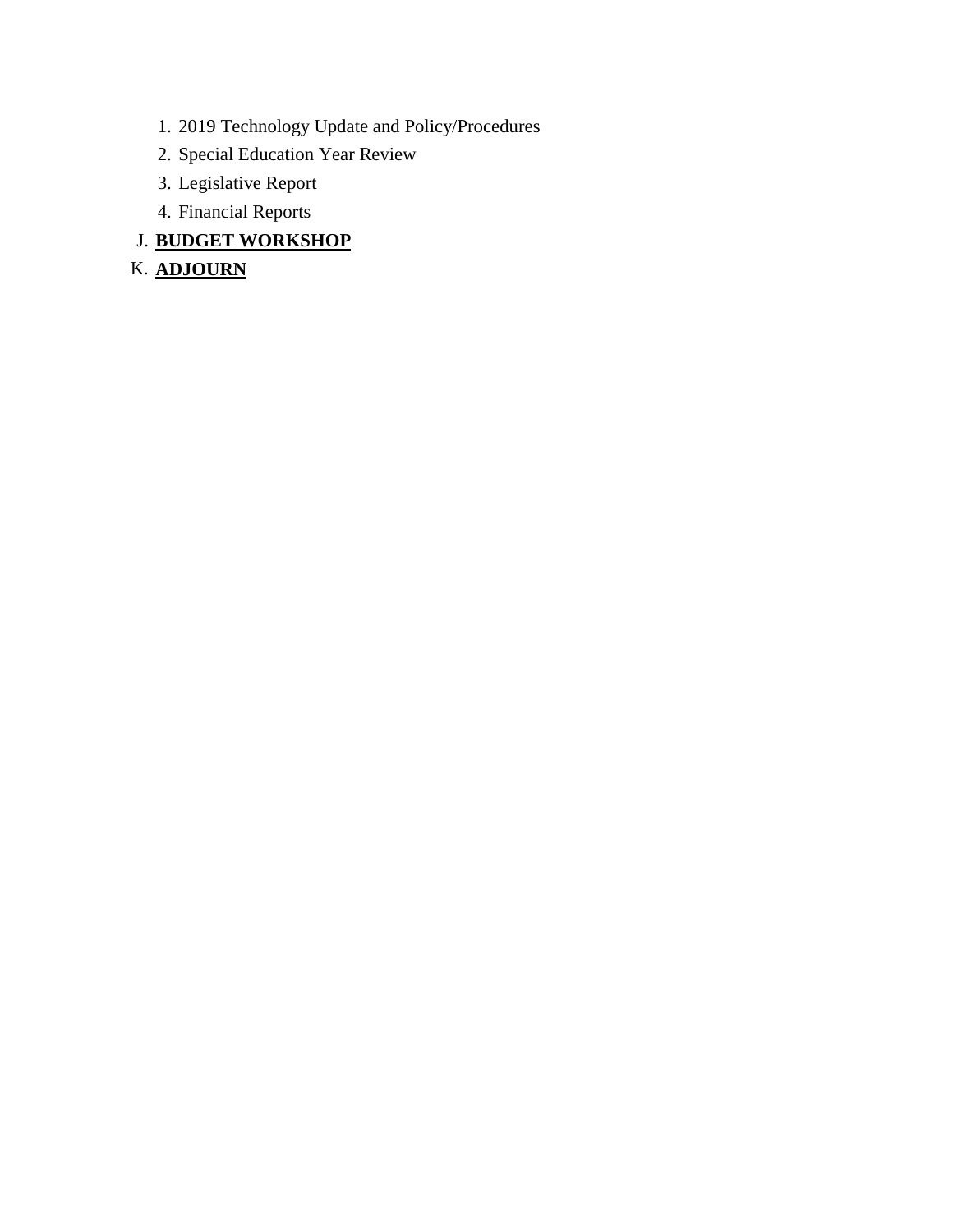1. 2019 Technology Update and Policy/Procedures
2. Special Education Year Review
3. Legislative Report
4. Financial Reports

J. **BUDGET WORKSHOP**

K. **ADJOURN**